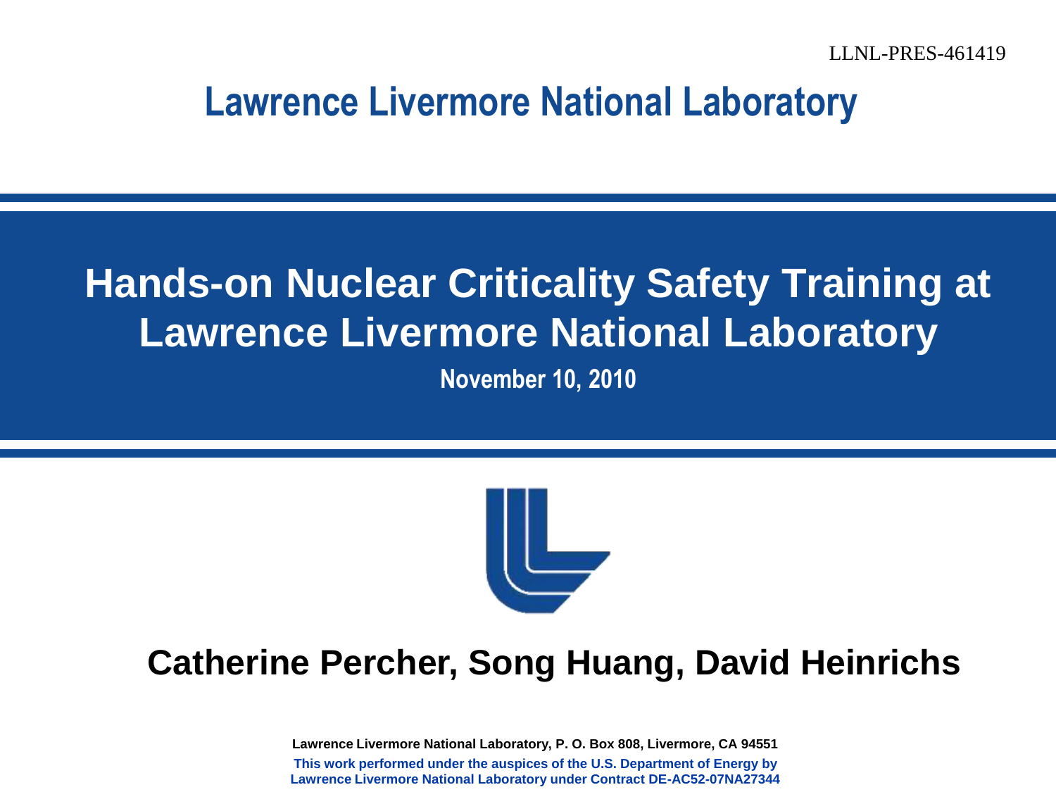LLNL-PRES-461419

**Lawrence Livermore National Laboratory**

# Hands-on Nuclear Criticality Safety Training at Lawrence Livermore National Laboratory

**November 10, 2010**

**Catherine Percher, Song Huang, David Heinrichs**

Lawrence Livermore National Laboratory, P. O. Box 808, Livermore, CA 94551

This work performed under the auspices of the U.S. Department of Energy by Lawrence Livermore National Laboratory under Contract DE-AC52-07NA27344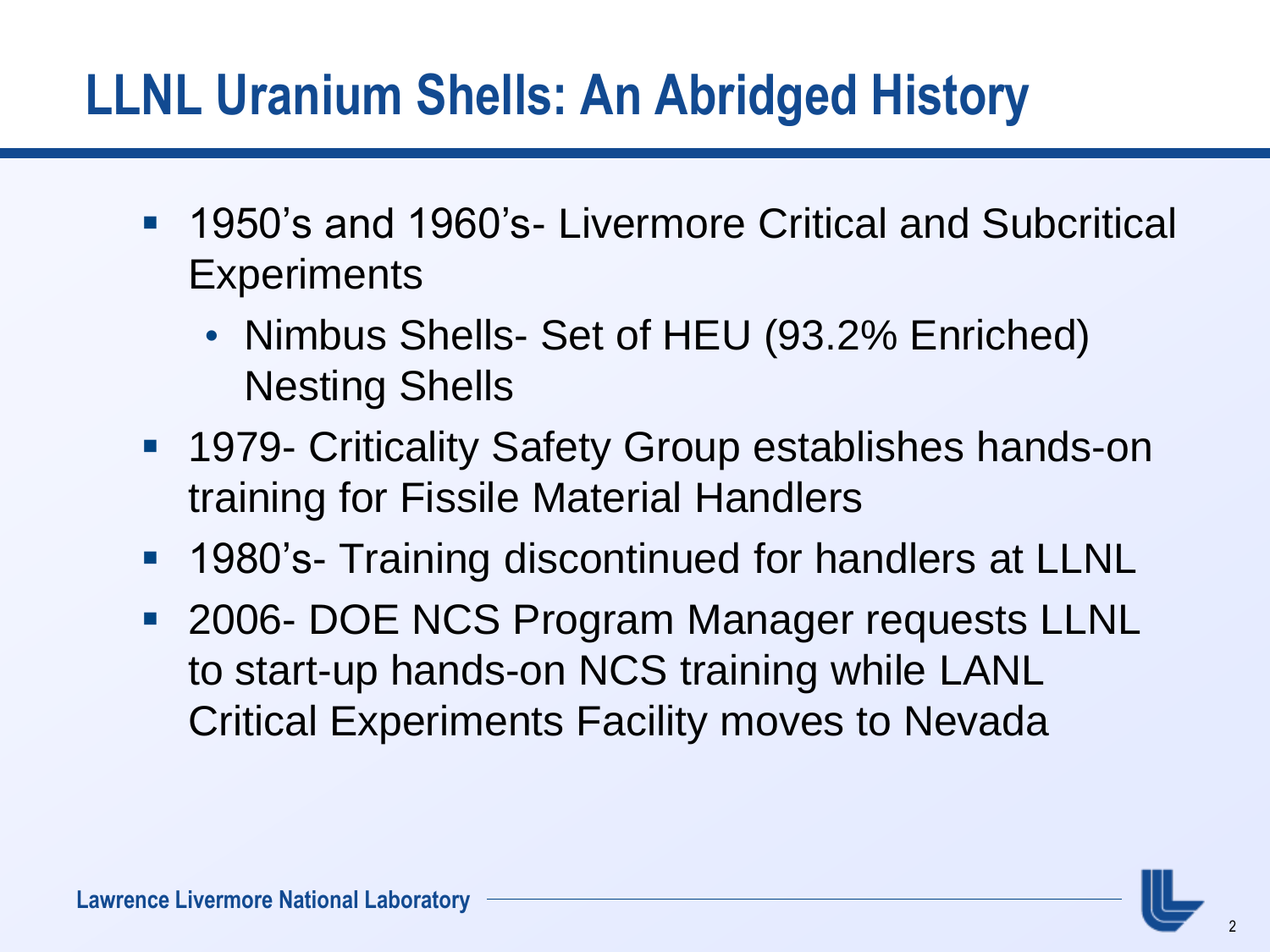# LLNL Uranium Shells: An Abridged History

- 1950's and 1960's- Livermore Critical and Subcritical Experiments
  - Nimbus Shells- Set of HEU (93.2% Enriched) Nesting Shells
- 1979- Criticality Safety Group establishes hands-on training for Fissile Material Handlers
- 1980's- Training discontinued for handlers at LLNL
- 2006- DOE NCS Program Manager requests LLNL to start-up hands-on NCS training while LANL Critical Experiments Facility moves to Nevada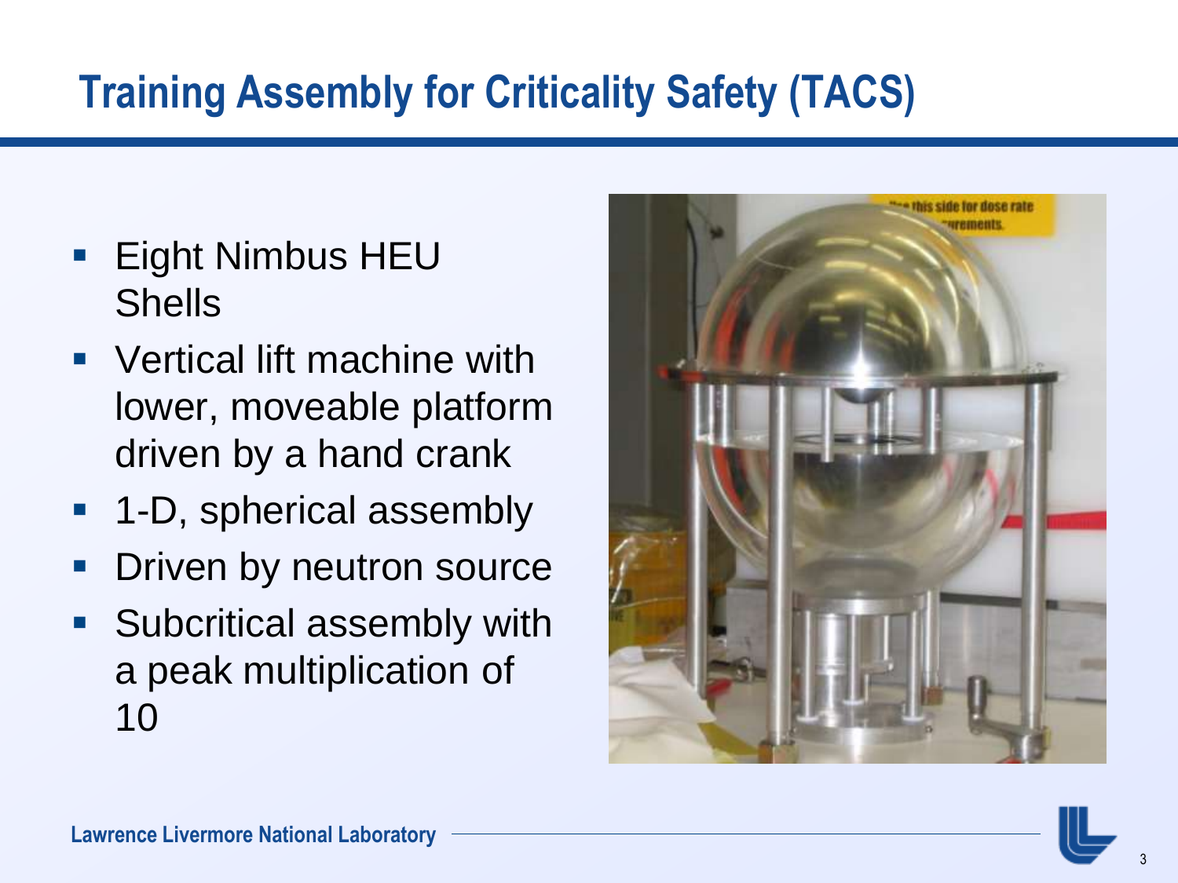# Training Assembly for Criticality Safety (TACS)

- Eight Nimbus HEU Shells
- Vertical lift machine with lower, moveable platform driven by a hand crank
- 1-D, spherical assembly
- Driven by neutron source
- Subcritical assembly with a peak multiplication of 10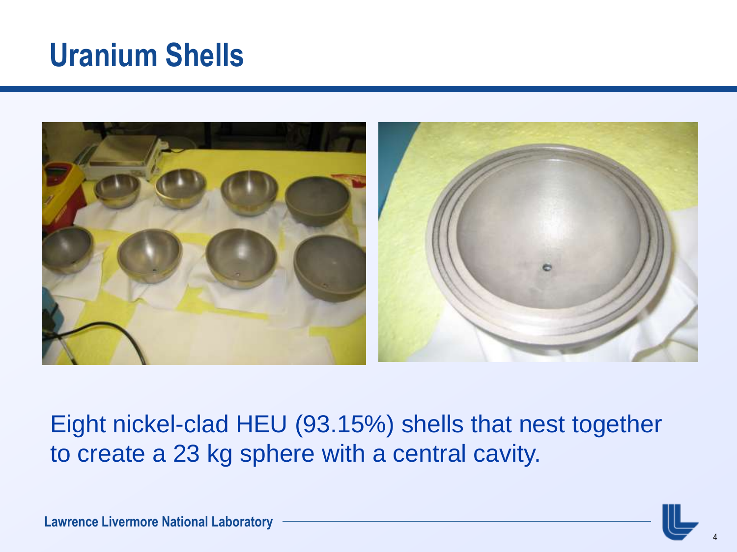# Uranium Shells

Eight nickel-clad HEU (93.15%) shells that nest together to create a 23 kg sphere with a central cavity.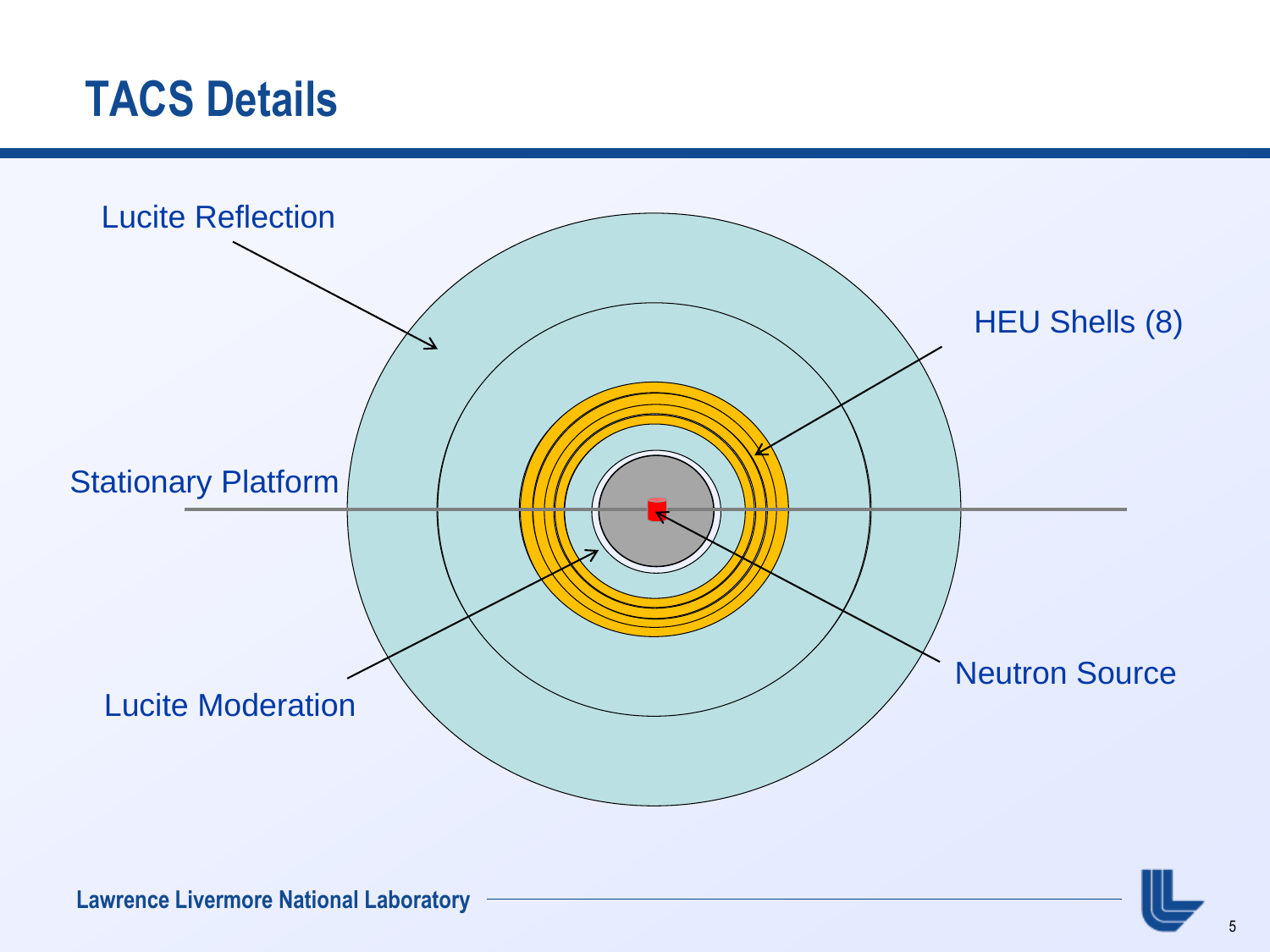# TACS Details

Lucite Reflection

HEU Shells (8)

Stationary Platform

Neutron Source

Lucite Moderation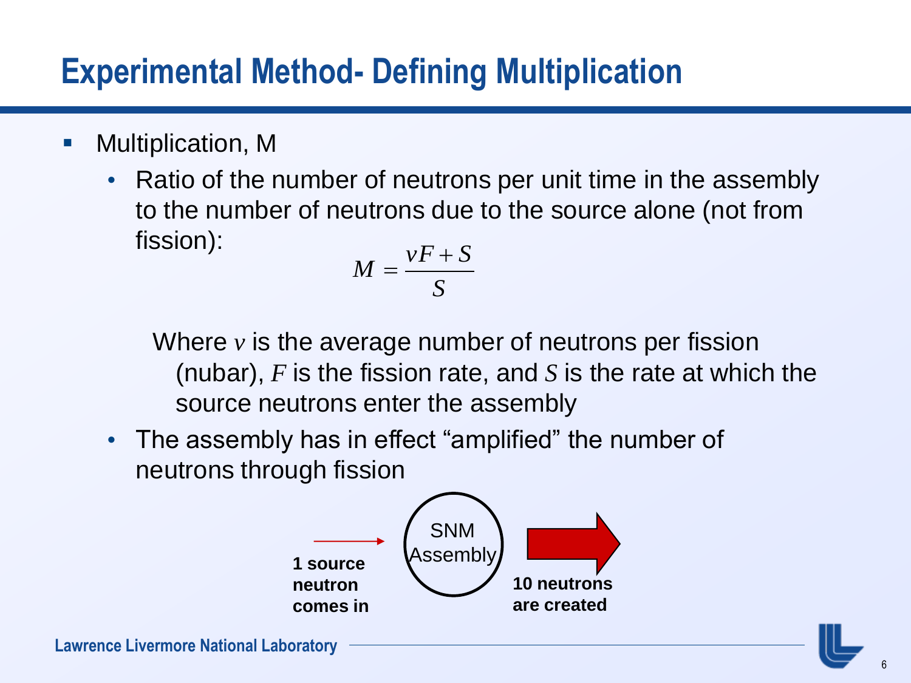# Experimental Method- Defining Multiplication

- Multiplication, M
  - Ratio of the number of neutrons per unit time in the assembly to the number of neutrons due to the source alone (not from fission):

$$M = \frac{vF + S}{S}$$

  Where $v$ is the average number of neutrons per fission (nubar), $F$ is the fission rate, and $S$ is the rate at which the source neutrons enter the assembly

  - The assembly has in effect “amplified” the number of neutrons through fission

**1 source neutron comes in** → SNM Assembly → **10 neutrons are created**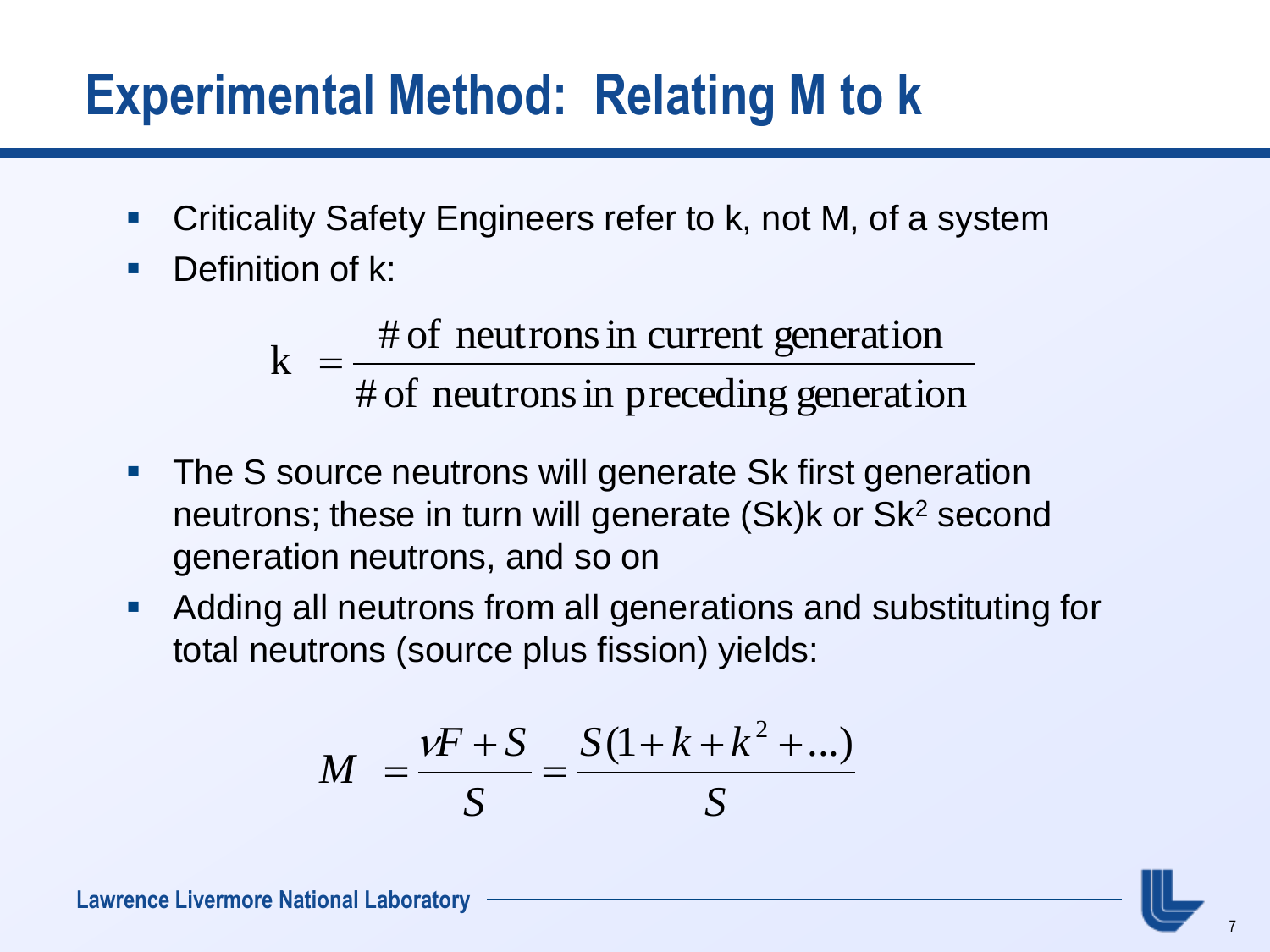# Experimental Method: Relating M to k

- Criticality Safety Engineers refer to k, not M, of a system
- Definition of k:

$$\mathrm{k} \;= \frac{\#\,\text{of neutrons in current generation}}{\#\,\text{of neutrons in preceding generation}}$$

- The S source neutrons will generate Sk first generation neutrons; these in turn will generate (Sk)k or $Sk^2$ second generation neutrons, and so on
- Adding all neutrons from all generations and substituting for total neutrons (source plus fission) yields:

$$M \;= \frac{\nu F + S}{S} = \frac{S(1 + k + k^2 + \ldots)}{S}$$

Lawrence Livermore National Laboratory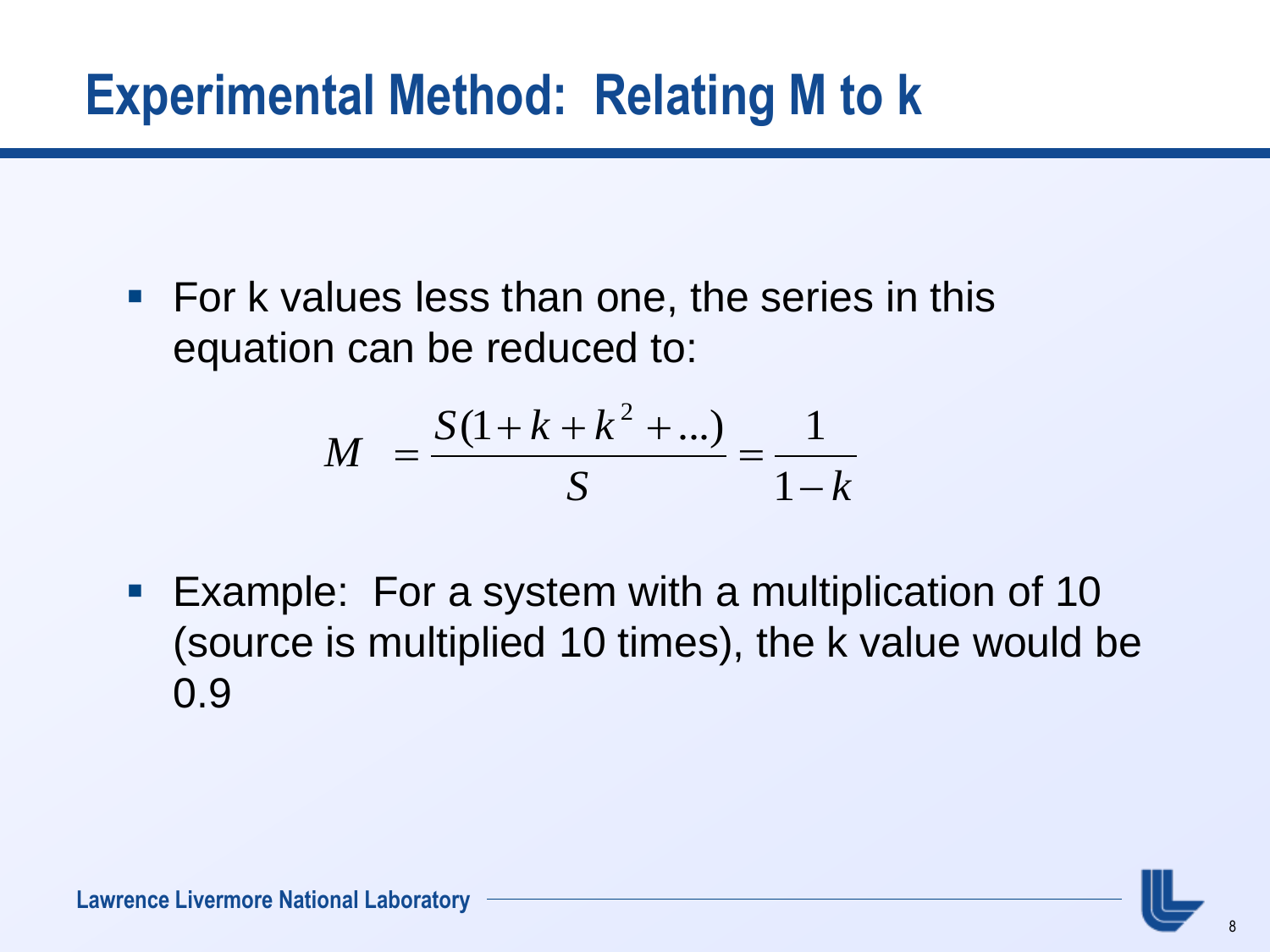# Experimental Method: Relating M to k

- For k values less than one, the series in this equation can be reduced to:

$$M = \frac{S(1+k+k^2+...)}{S} = \frac{1}{1-k}$$

- Example: For a system with a multiplication of 10 (source is multiplied 10 times), the k value would be 0.9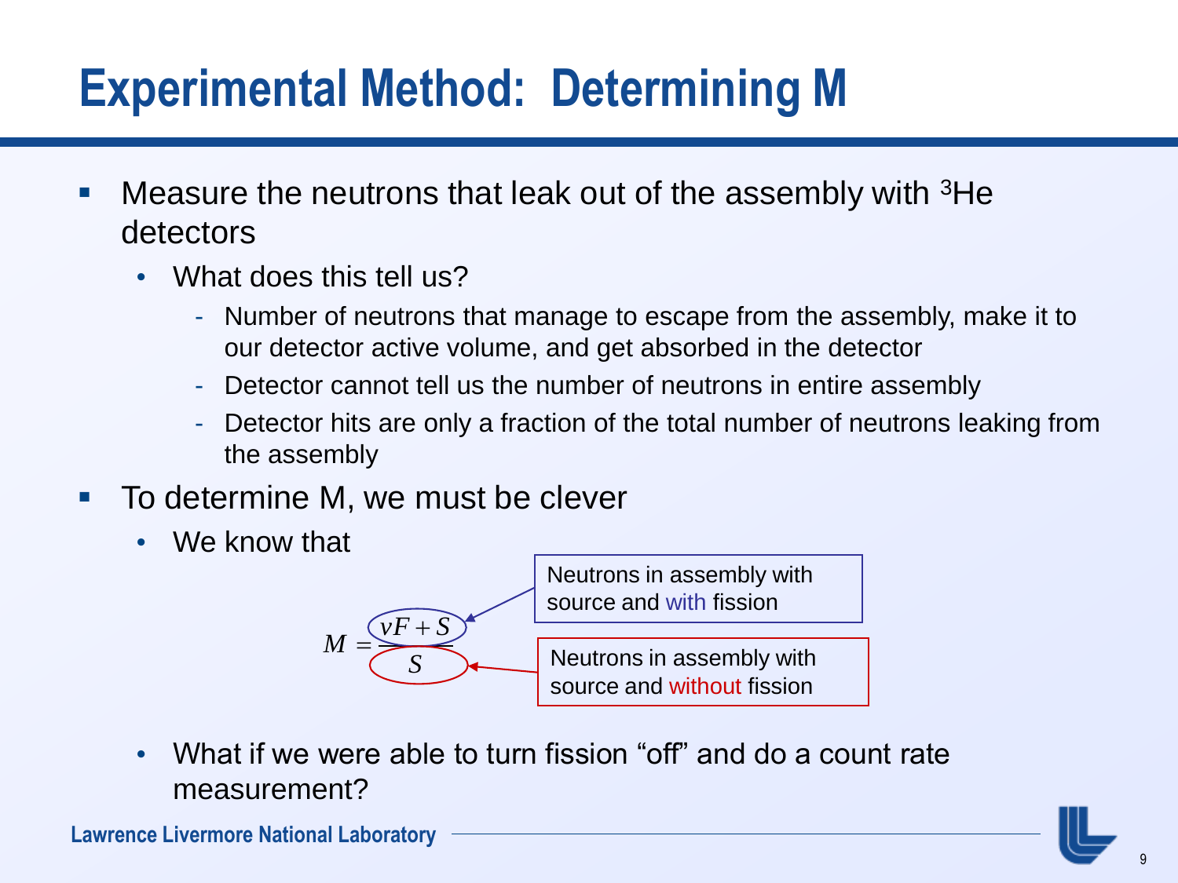# Experimental Method: Determining M

- Measure the neutrons that leak out of the assembly with $^3He$ detectors
  - What does this tell us?
    - Number of neutrons that manage to escape from the assembly, make it to our detector active volume, and get absorbed in the detector
    - Detector cannot tell us the number of neutrons in entire assembly
    - Detector hits are only a fraction of the total number of neutrons leaking from the assembly
- To determine M, we must be clever
  - We know that

$$M = \frac{\nu F + S}{S}$$

Numerator ($\nu F + S$): Neutrons in assembly with source and with fission

Denominator ($S$): Neutrons in assembly with source and without fission

  - What if we were able to turn fission "off" and do a count rate measurement?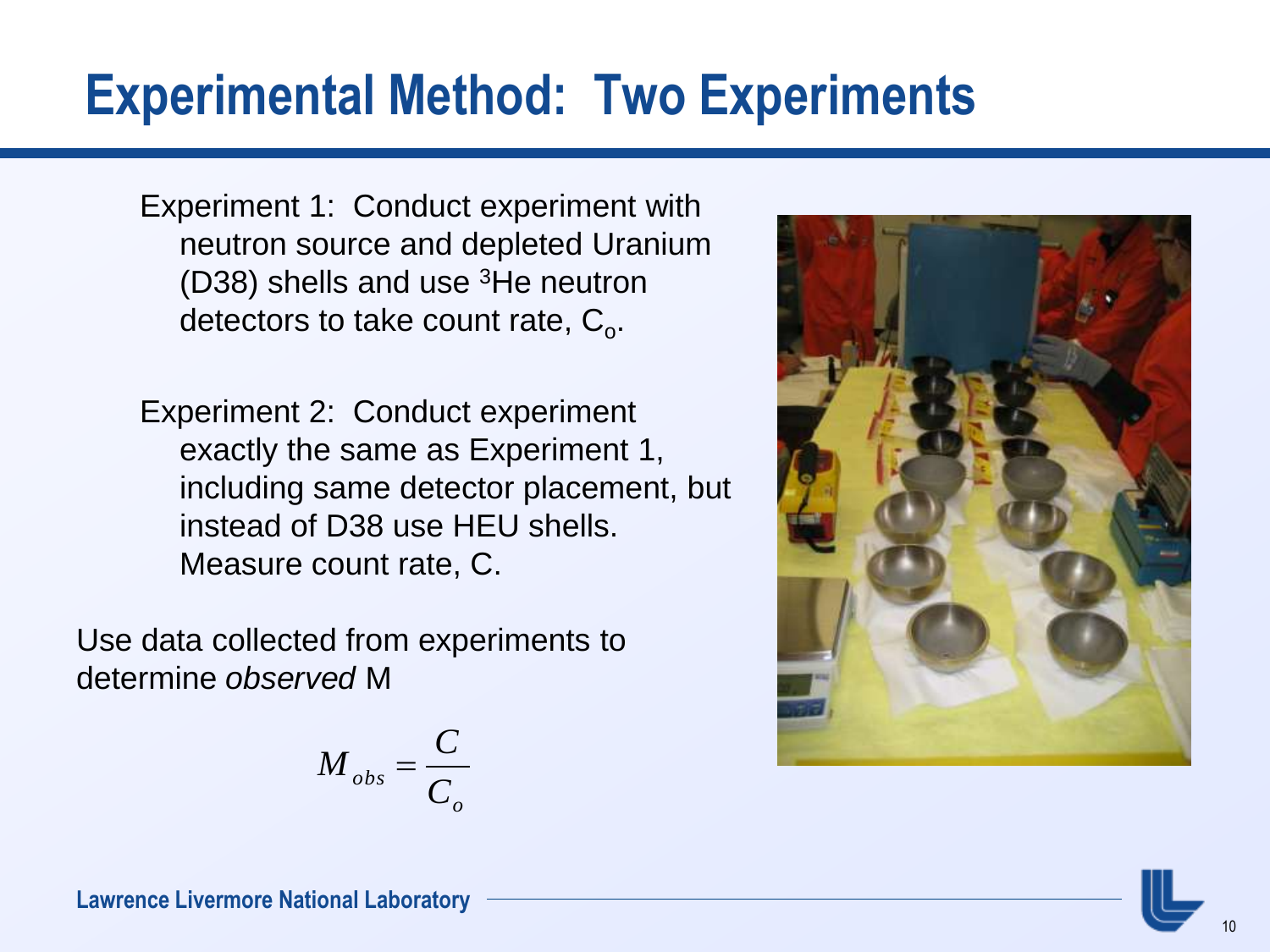# Experimental Method: Two Experiments

Experiment 1: Conduct experiment with neutron source and depleted Uranium (D38) shells and use $^3$He neutron detectors to take count rate, $C_o$.

Experiment 2: Conduct experiment exactly the same as Experiment 1, including same detector placement, but instead of D38 use HEU shells. Measure count rate, C.

Use data collected from experiments to determine *observed* M

$$M_{obs} = \frac{C}{C_o}$$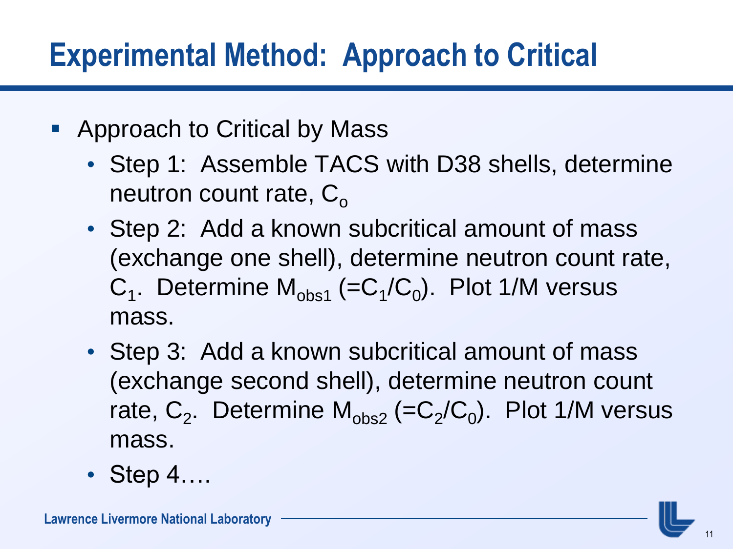# Experimental Method: Approach to Critical

- Approach to Critical by Mass
  - Step 1: Assemble TACS with D38 shells, determine neutron count rate, $C_o$
  - Step 2: Add a known subcritical amount of mass (exchange one shell), determine neutron count rate, $C_1$. Determine $M_{obs1}$ ($=C_1/C_0$). Plot 1/M versus mass.
  - Step 3: Add a known subcritical amount of mass (exchange second shell), determine neutron count rate, $C_2$. Determine $M_{obs2}$ ($=C_2/C_0$). Plot 1/M versus mass.
  - Step 4….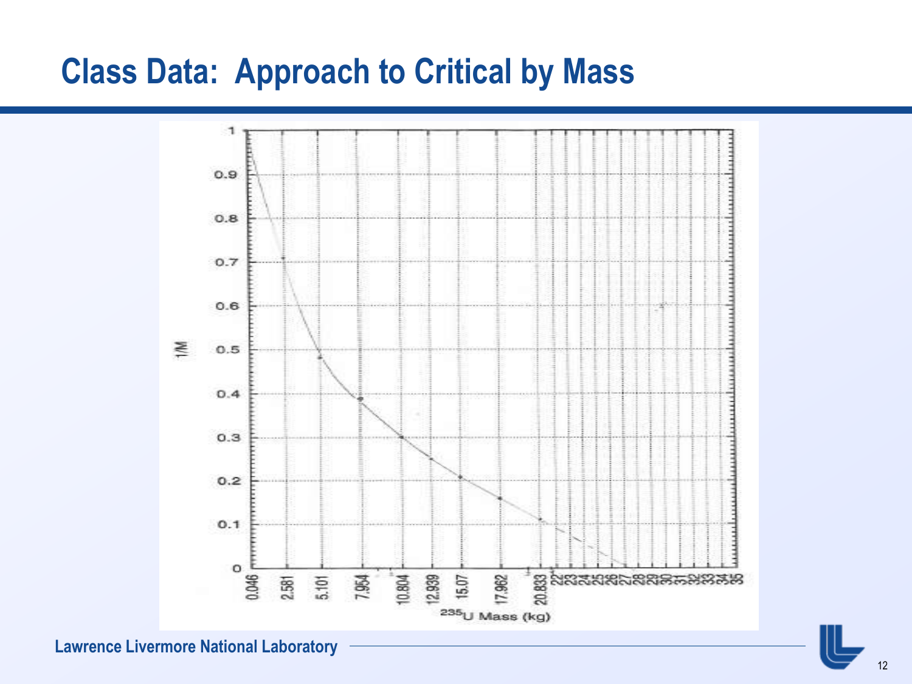# Class Data: Approach to Critical by Mass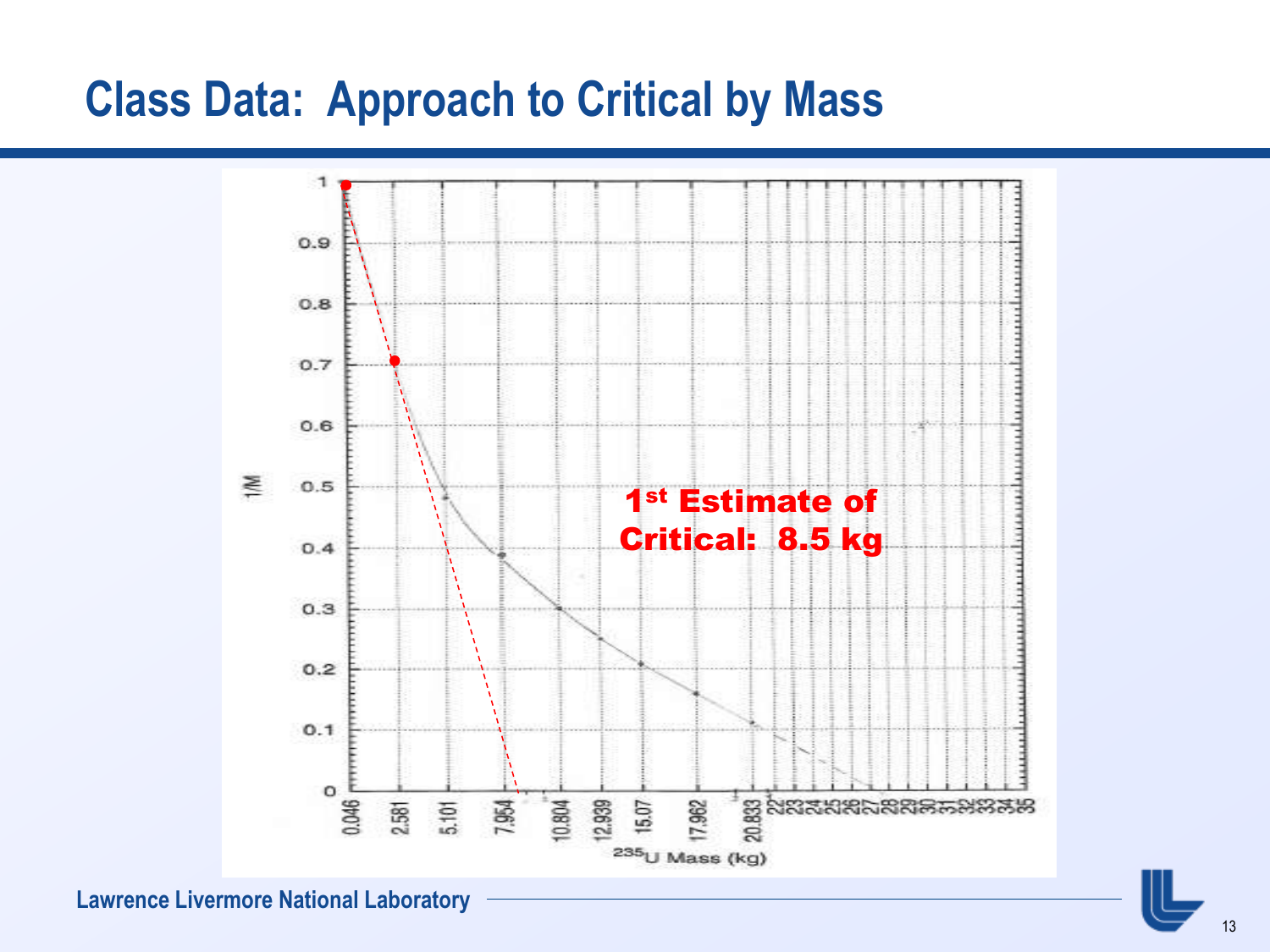# Class Data: Approach to Critical by Mass

1/M

$^{235}$U Mass (kg)

0.046, 2.581, 5.101, 7.954, 10.804, 12.939, 15.07, 17.962, 20.833, 22, 23, 24, 25, 26, 27, 28, 29, 30, 31, 32, 33, 34, 35

0, 0.1, 0.2, 0.3, 0.4, 0.5, 0.6, 0.7, 0.8, 0.9, 1

**1st Estimate of Critical: 8.5 kg**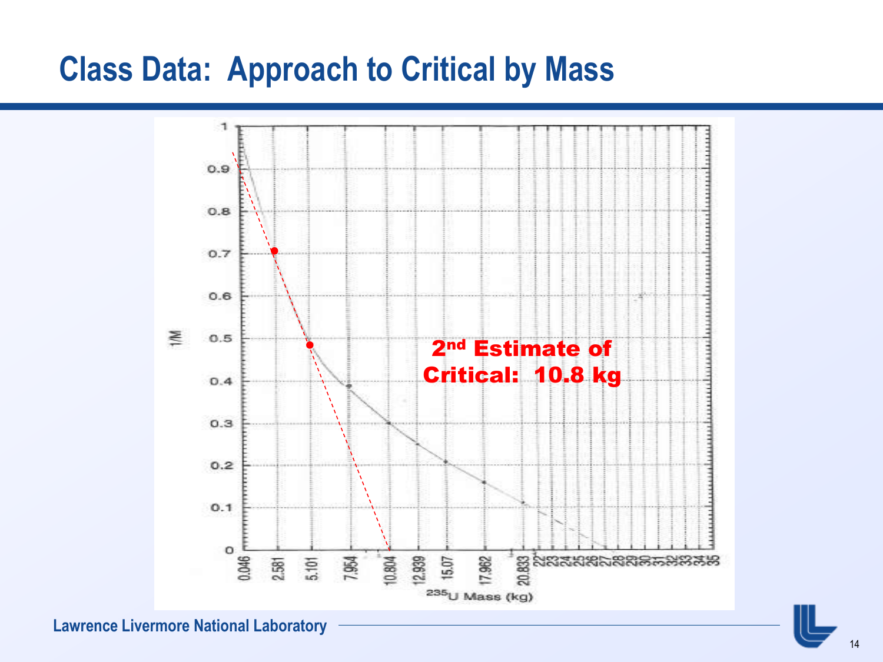# Class Data: Approach to Critical by Mass

1/M

2nd Estimate of Critical: 10.8 kg

$^{235}U$ Mass (kg)

0.046, 2.581, 5.101, 7.954, 10.804, 12.939, 15.07, 17.962, 20.833, 22, 23, 24, 25, 26, 27, 28, 29, 30, 31, 32, 33, 34, 35

Lawrence Livermore National Laboratory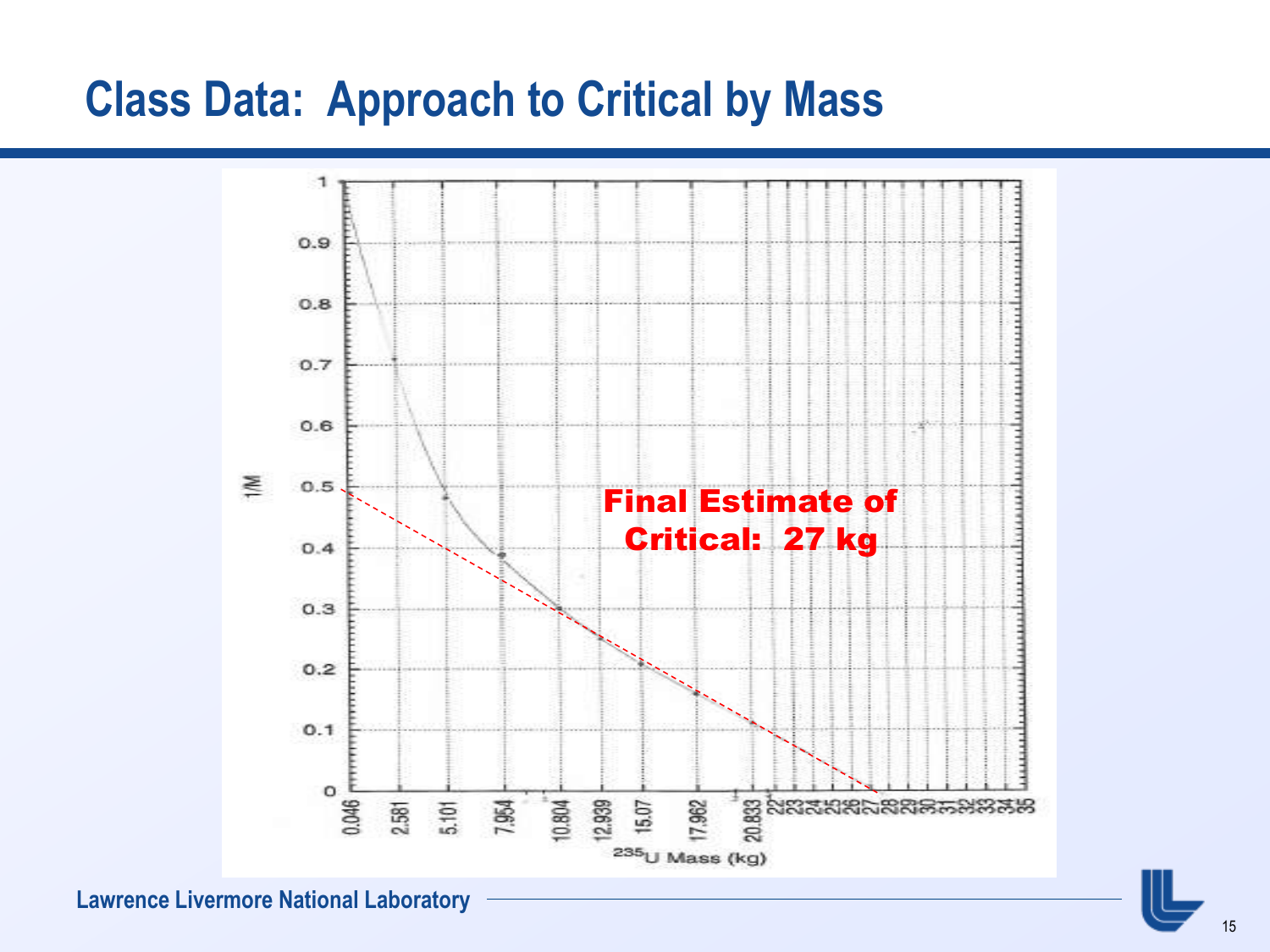# Class Data: Approach to Critical by Mass

Final Estimate of Critical: 27 kg

1/M

$^{235}$U Mass (kg)

0.046, 2.581, 5.101, 7.954, 10.804, 12.939, 15.07, 17.962, 20.833, 22, 23, 24, 25, 26, 27, 28, 29, 30, 31, 32, 33, 34, 35

0, 0.1, 0.2, 0.3, 0.4, 0.5, 0.6, 0.7, 0.8, 0.9, 1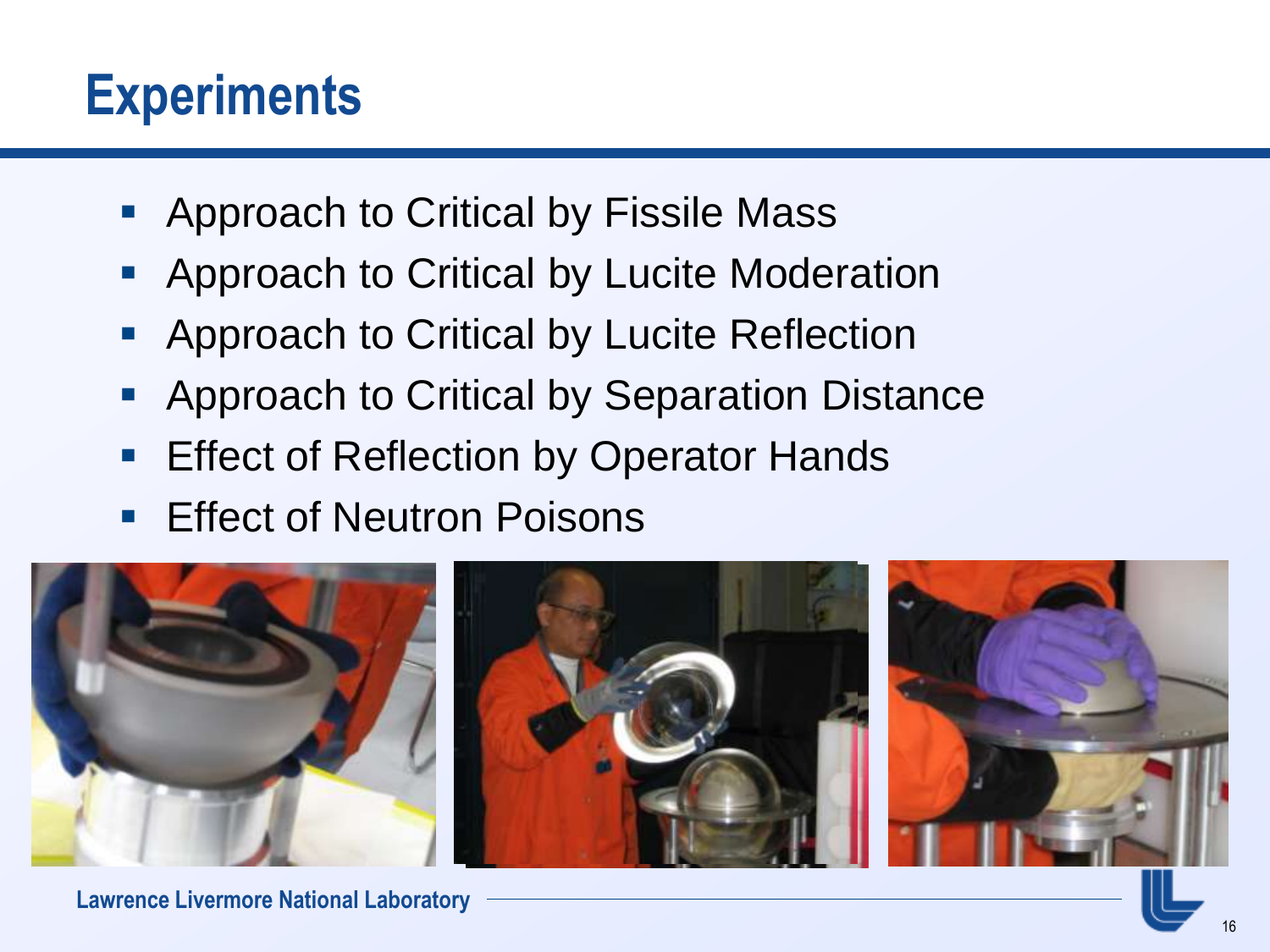# Experiments

- Approach to Critical by Fissile Mass
- Approach to Critical by Lucite Moderation
- Approach to Critical by Lucite Reflection
- Approach to Critical by Separation Distance
- Effect of Reflection by Operator Hands
- Effect of Neutron Poisons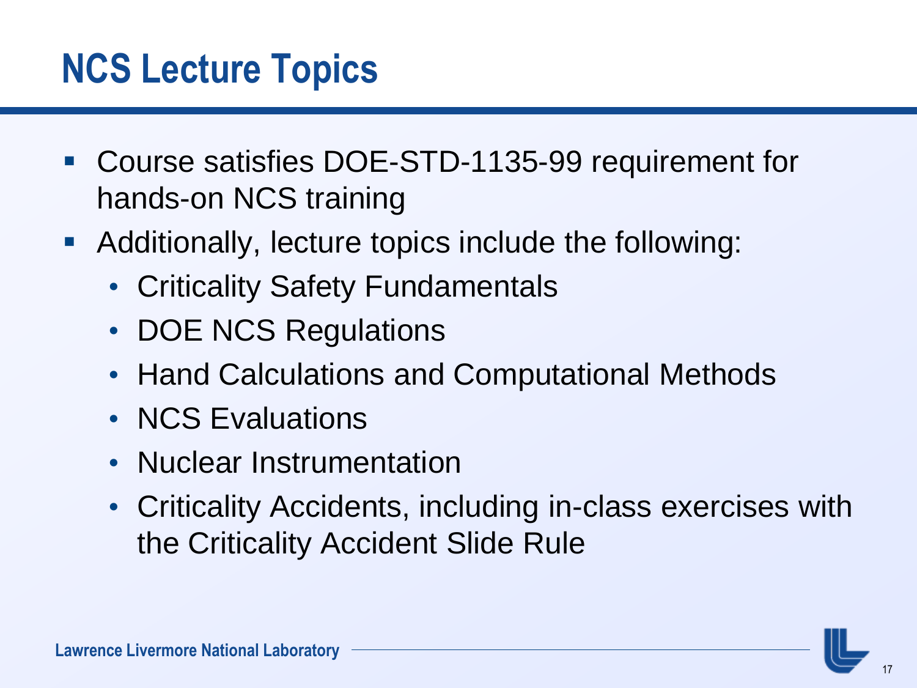# NCS Lecture Topics

- Course satisfies DOE-STD-1135-99 requirement for hands-on NCS training
- Additionally, lecture topics include the following:
  - Criticality Safety Fundamentals
  - DOE NCS Regulations
  - Hand Calculations and Computational Methods
  - NCS Evaluations
  - Nuclear Instrumentation
  - Criticality Accidents, including in-class exercises with the Criticality Accident Slide Rule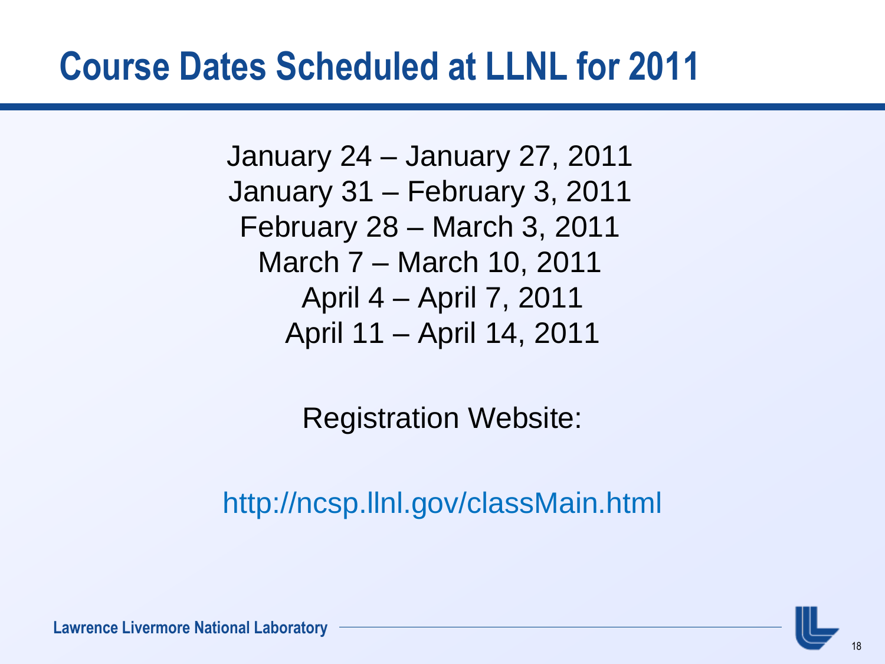# Course Dates Scheduled at LLNL for 2011

January 24 – January 27, 2011
January 31 – February 3, 2011
February 28 – March 3, 2011
March 7 – March 10, 2011
April 4 – April 7, 2011
April 11 – April 14, 2011

Registration Website:

http://ncsp.llnl.gov/classMain.html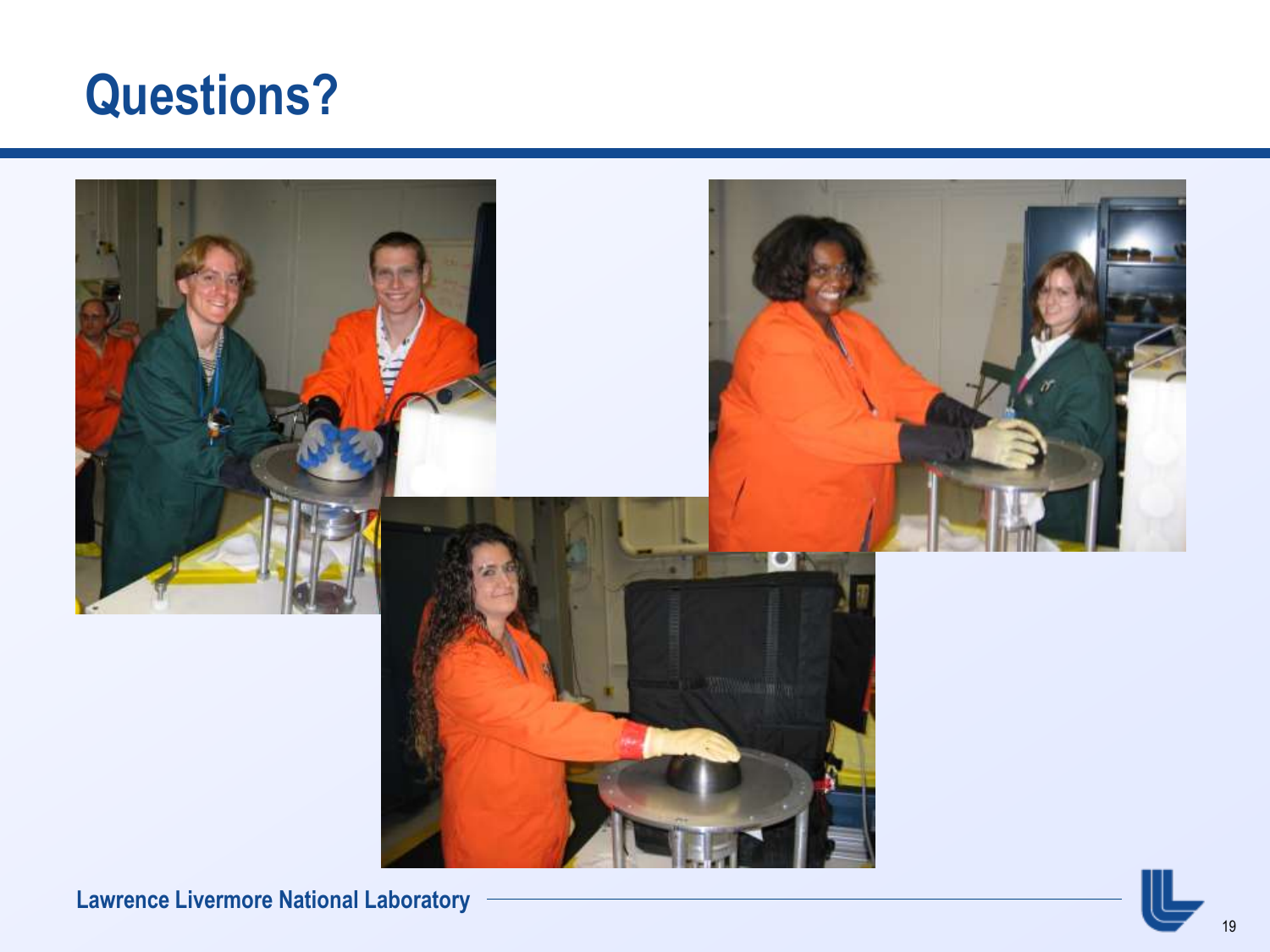# Questions?